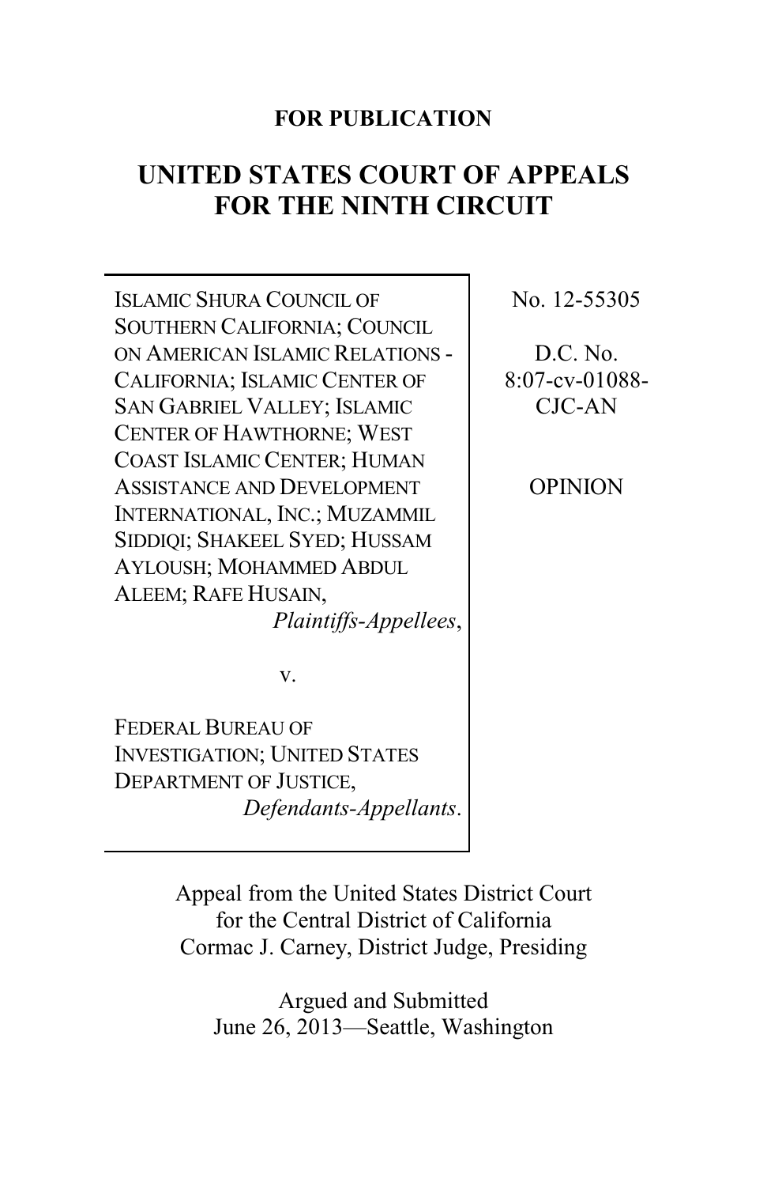**FOR PUBLICATION**

# UNITED STATES COURT OF APPEALS FOR THE NINTH CIRCUIT

ISLAMIC SHURA COUNCIL OF SOUTHERN CALIFORNIA; COUNCIL ON AMERICAN ISLAMIC RELATIONS - CALIFORNIA; ISLAMIC CENTER OF SAN GABRIEL VALLEY; ISLAMIC CENTER OF HAWTHORNE; WEST COAST ISLAMIC CENTER; HUMAN ASSISTANCE AND DEVELOPMENT INTERNATIONAL, INC.; MUZAMMIL SIDDIQI; SHAKEEL SYED; HUSSAM AYLOUSH; MOHAMMED ABDUL ALEEM; RAFE HUSAIN,
*Plaintiffs-Appellees*,

v.

FEDERAL BUREAU OF INVESTIGATION; UNITED STATES DEPARTMENT OF JUSTICE,
*Defendants-Appellants*.

No. 12-55305

D.C. No. 8:07-cv-01088-CJC-AN

OPINION

Appeal from the United States District Court for the Central District of California
Cormac J. Carney, District Judge, Presiding

Argued and Submitted
June 26, 2013—Seattle, Washington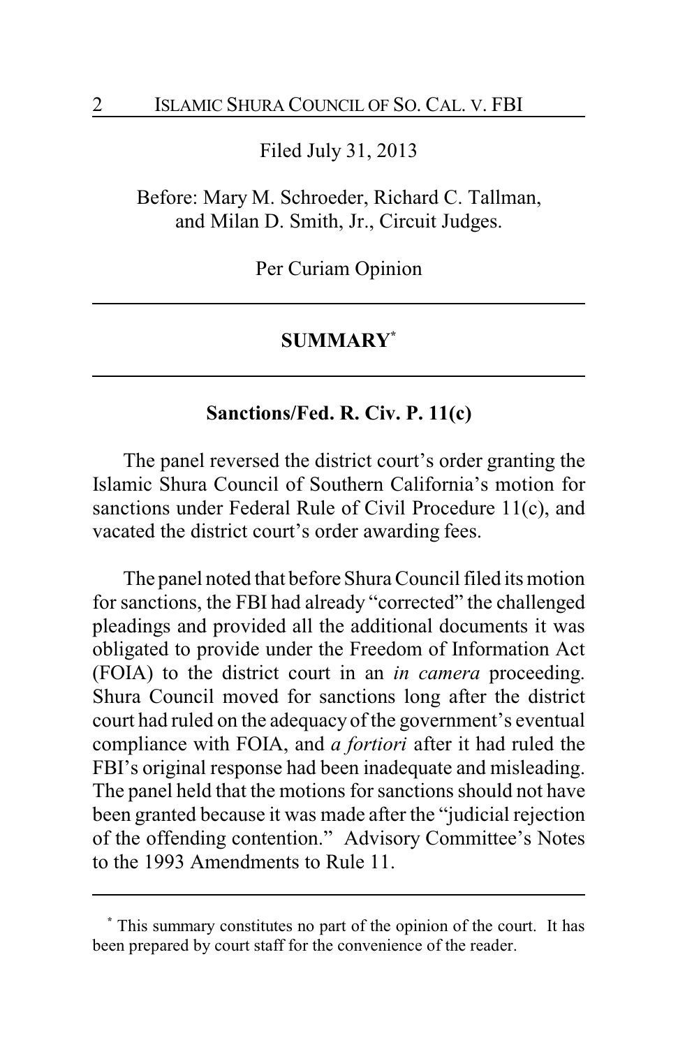Filed July 31, 2013

Before: Mary M. Schroeder, Richard C. Tallman, and Milan D. Smith, Jr., Circuit Judges.

Per Curiam Opinion

---

## SUMMARY[*]

---

### Sanctions/Fed. R. Civ. P. 11(c)

The panel reversed the district court's order granting the Islamic Shura Council of Southern California's motion for sanctions under Federal Rule of Civil Procedure 11(c), and vacated the district court's order awarding fees.

The panel noted that before Shura Council filed its motion for sanctions, the FBI had already "corrected" the challenged pleadings and provided all the additional documents it was obligated to provide under the Freedom of Information Act (FOIA) to the district court in an *in camera* proceeding. Shura Council moved for sanctions long after the district court had ruled on the adequacy of the government's eventual compliance with FOIA, and *a fortiori* after it had ruled the FBI's original response had been inadequate and misleading. The panel held that the motions for sanctions should not have been granted because it was made after the "judicial rejection of the offending contention." Advisory Committee's Notes to the 1993 Amendments to Rule 11.

---

[*] This summary constitutes no part of the opinion of the court. It has been prepared by court staff for the convenience of the reader.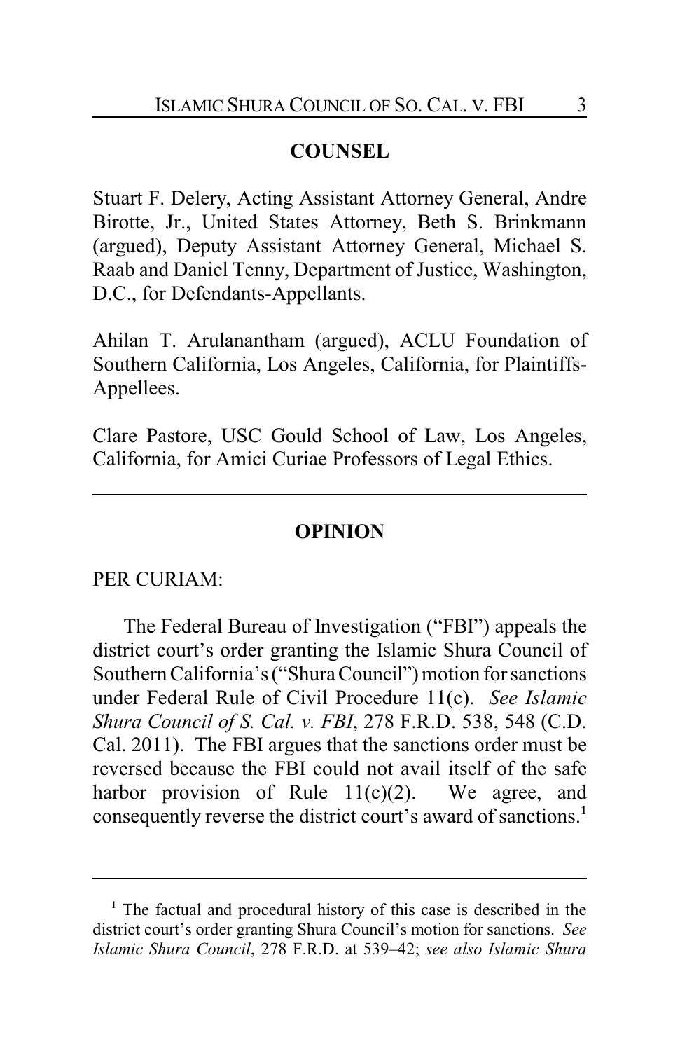## COUNSEL

Stuart F. Delery, Acting Assistant Attorney General, Andre Birotte, Jr., United States Attorney, Beth S. Brinkmann (argued), Deputy Assistant Attorney General, Michael S. Raab and Daniel Tenny, Department of Justice, Washington, D.C., for Defendants-Appellants.

Ahilan T. Arulanantham (argued), ACLU Foundation of Southern California, Los Angeles, California, for Plaintiffs-Appellees.

Clare Pastore, USC Gould School of Law, Los Angeles, California, for Amici Curiae Professors of Legal Ethics.

---

## OPINION

PER CURIAM:

The Federal Bureau of Investigation ("FBI") appeals the district court's order granting the Islamic Shura Council of Southern California's ("Shura Council") motion for sanctions under Federal Rule of Civil Procedure 11(c). *See Islamic Shura Council of S. Cal. v. FBI*, 278 F.R.D. 538, 548 (C.D. Cal. 2011). The FBI argues that the sanctions order must be reversed because the FBI could not avail itself of the safe harbor provision of Rule 11(c)(2). We agree, and consequently reverse the district court's award of sanctions.[1]

---

[1] The factual and procedural history of this case is described in the district court's order granting Shura Council's motion for sanctions. *See Islamic Shura Council*, 278 F.R.D. at 539–42; *see also Islamic Shura*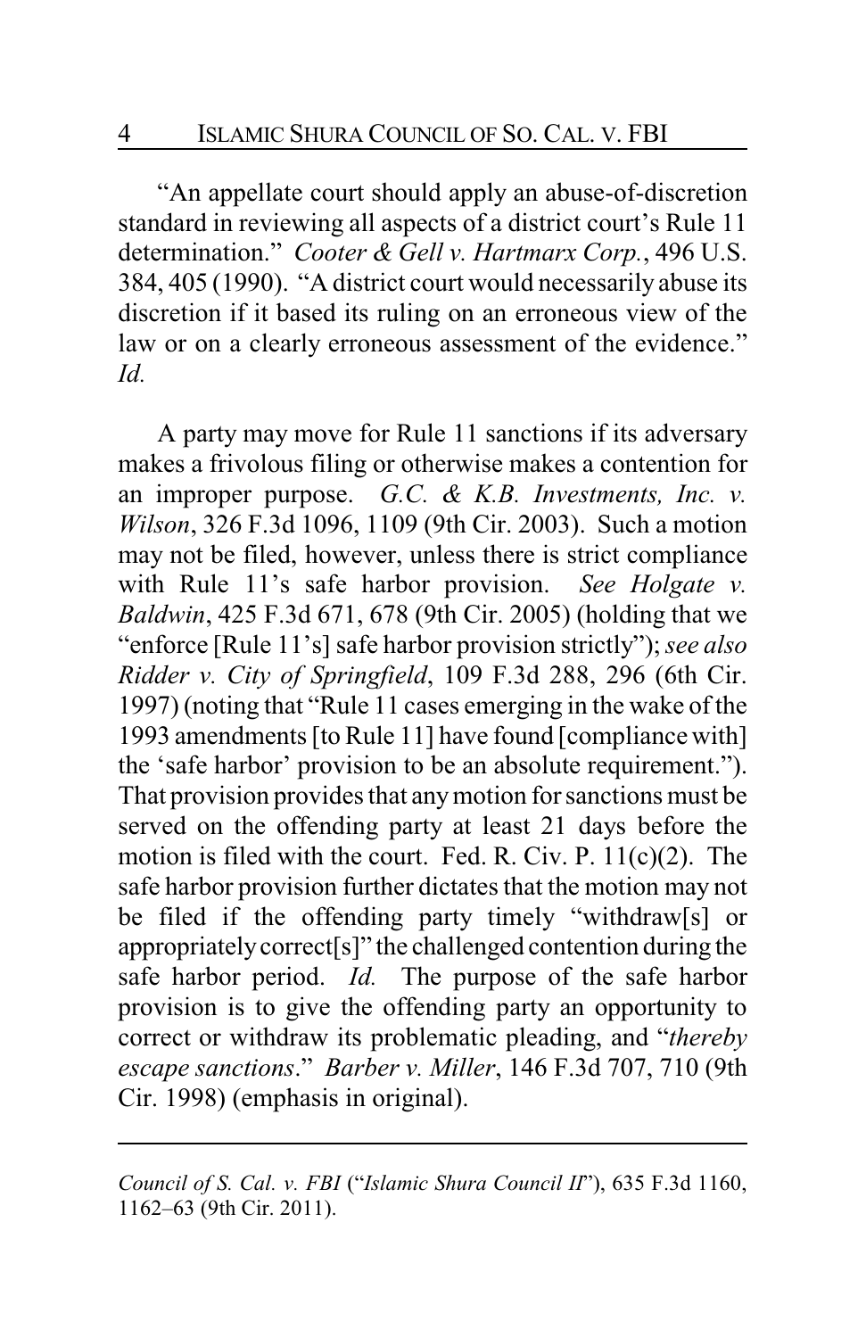"An appellate court should apply an abuse-of-discretion standard in reviewing all aspects of a district court's Rule 11 determination." *Cooter & Gell v. Hartmarx Corp.*, 496 U.S. 384, 405 (1990). "A district court would necessarily abuse its discretion if it based its ruling on an erroneous view of the law or on a clearly erroneous assessment of the evidence." *Id.*

A party may move for Rule 11 sanctions if its adversary makes a frivolous filing or otherwise makes a contention for an improper purpose. *G.C. & K.B. Investments, Inc. v. Wilson*, 326 F.3d 1096, 1109 (9th Cir. 2003). Such a motion may not be filed, however, unless there is strict compliance with Rule 11's safe harbor provision. *See Holgate v. Baldwin*, 425 F.3d 671, 678 (9th Cir. 2005) (holding that we "enforce [Rule 11's] safe harbor provision strictly"); *see also Ridder v. City of Springfield*, 109 F.3d 288, 296 (6th Cir. 1997) (noting that "Rule 11 cases emerging in the wake of the 1993 amendments [to Rule 11] have found [compliance with] the 'safe harbor' provision to be an absolute requirement."). That provision provides that any motion for sanctions must be served on the offending party at least 21 days before the motion is filed with the court. Fed. R. Civ. P. 11(c)(2). The safe harbor provision further dictates that the motion may not be filed if the offending party timely "withdraw[s] or appropriately correct[s]" the challenged contention during the safe harbor period. *Id.* The purpose of the safe harbor provision is to give the offending party an opportunity to correct or withdraw its problematic pleading, and "*thereby escape sanctions*." *Barber v. Miller*, 146 F.3d 707, 710 (9th Cir. 1998) (emphasis in original).

---

*Council of S. Cal. v. FBI* ("*Islamic Shura Council II*"), 635 F.3d 1160, 1162–63 (9th Cir. 2011).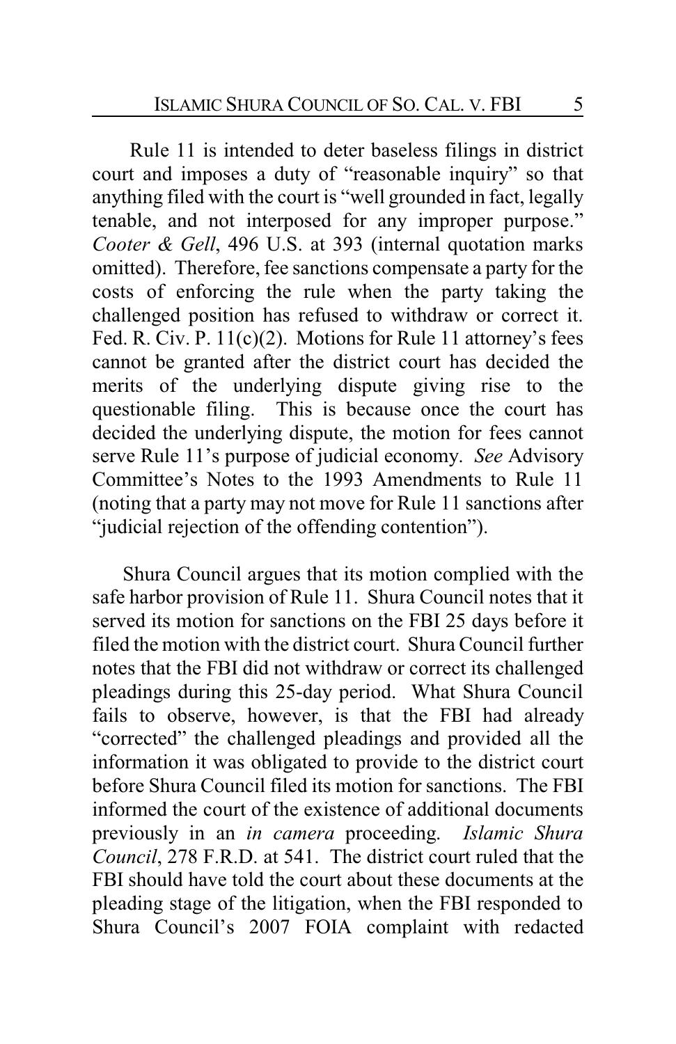Rule 11 is intended to deter baseless filings in district court and imposes a duty of "reasonable inquiry" so that anything filed with the court is "well grounded in fact, legally tenable, and not interposed for any improper purpose." *Cooter & Gell*, 496 U.S. at 393 (internal quotation marks omitted). Therefore, fee sanctions compensate a party for the costs of enforcing the rule when the party taking the challenged position has refused to withdraw or correct it. Fed. R. Civ. P. 11(c)(2). Motions for Rule 11 attorney's fees cannot be granted after the district court has decided the merits of the underlying dispute giving rise to the questionable filing. This is because once the court has decided the underlying dispute, the motion for fees cannot serve Rule 11's purpose of judicial economy. *See* Advisory Committee's Notes to the 1993 Amendments to Rule 11 (noting that a party may not move for Rule 11 sanctions after "judicial rejection of the offending contention").

Shura Council argues that its motion complied with the safe harbor provision of Rule 11. Shura Council notes that it served its motion for sanctions on the FBI 25 days before it filed the motion with the district court. Shura Council further notes that the FBI did not withdraw or correct its challenged pleadings during this 25-day period. What Shura Council fails to observe, however, is that the FBI had already "corrected" the challenged pleadings and provided all the information it was obligated to provide to the district court before Shura Council filed its motion for sanctions. The FBI informed the court of the existence of additional documents previously in an *in camera* proceeding. *Islamic Shura Council*, 278 F.R.D. at 541. The district court ruled that the FBI should have told the court about these documents at the pleading stage of the litigation, when the FBI responded to Shura Council's 2007 FOIA complaint with redacted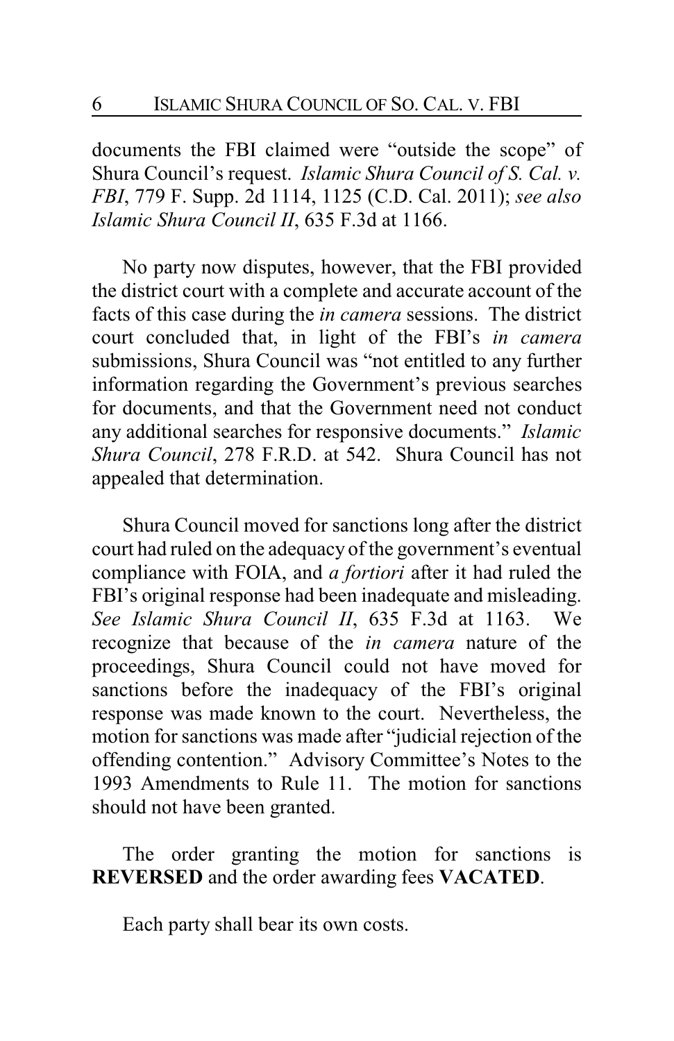documents the FBI claimed were "outside the scope" of Shura Council's request. *Islamic Shura Council of S. Cal. v. FBI*, 779 F. Supp. 2d 1114, 1125 (C.D. Cal. 2011); *see also Islamic Shura Council II*, 635 F.3d at 1166.

No party now disputes, however, that the FBI provided the district court with a complete and accurate account of the facts of this case during the *in camera* sessions. The district court concluded that, in light of the FBI's *in camera* submissions, Shura Council was "not entitled to any further information regarding the Government's previous searches for documents, and that the Government need not conduct any additional searches for responsive documents." *Islamic Shura Council*, 278 F.R.D. at 542. Shura Council has not appealed that determination.

Shura Council moved for sanctions long after the district court had ruled on the adequacy of the government's eventual compliance with FOIA, and *a fortiori* after it had ruled the FBI's original response had been inadequate and misleading. *See Islamic Shura Council II*, 635 F.3d at 1163. We recognize that because of the *in camera* nature of the proceedings, Shura Council could not have moved for sanctions before the inadequacy of the FBI's original response was made known to the court. Nevertheless, the motion for sanctions was made after "judicial rejection of the offending contention." Advisory Committee's Notes to the 1993 Amendments to Rule 11. The motion for sanctions should not have been granted.

The order granting the motion for sanctions is **REVERSED** and the order awarding fees **VACATED**.

Each party shall bear its own costs.